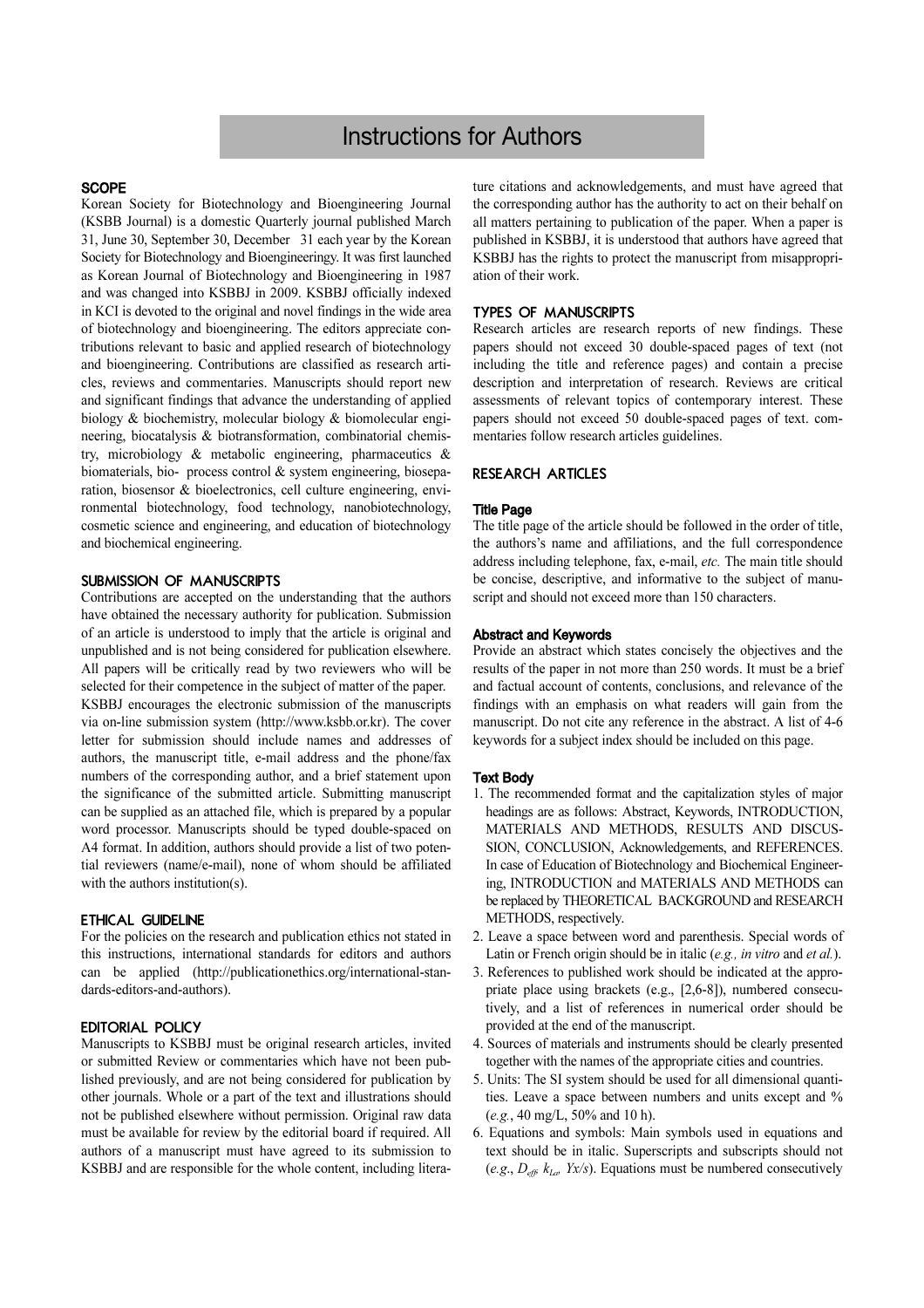# Instructions for Authors

## SCOPE

Korean Society for Biotechnology and Bioengineering Journal (KSBB Journal) is a domestic Quarterly journal published March 31, June 30, September 30, December 31 each year by the Korean Society for Biotechnology and Bioengineeringy. It was first launched as Korean Journal of Biotechnology and Bioengineering in 1987 and was changed into KSBBJ in 2009. KSBBJ officially indexed in KCI is devoted to the original and novel findings in the wide area of biotechnology and bioengineering. The editors appreciate contributions relevant to basic and applied research of biotechnology and bioengineering. Contributions are classified as research articles, reviews and commentaries. Manuscripts should report new and significant findings that advance the understanding of applied biology & biochemistry, molecular biology & biomolecular engineering, biocatalysis & biotransformation, combinatorial chemistry, microbiology & metabolic engineering, pharmaceutics & biomaterials, bio- process control & system engineering, bioseparation, biosensor & bioelectronics, cell culture engineering, environmental biotechnology, food technology, nanobiotechnology, cosmetic science and engineering, and education of biotechnology and biochemical engineering.

## SUBMISSION OF MANUSCRIPTS

Contributions are accepted on the understanding that the authors have obtained the necessary authority for publication. Submission of an article is understood to imply that the article is original and unpublished and is not being considered for publication elsewhere. All papers will be critically read by two reviewers who will be selected for their competence in the subject of matter of the paper.

KSBBJ encourages the electronic submission of the manuscripts via on-line submission system (http://www.ksbb.or.kr). The cover letter for submission should include names and addresses of authors, the manuscript title, e-mail address and the phone/fax numbers of the corresponding author, and a brief statement upon the significance of the submitted article. Submitting manuscript can be supplied as an attached file, which is prepared by a popular word processor. Manuscripts should be typed double-spaced on A4 format. In addition, authors should provide a list of two potential reviewers (name/e-mail), none of whom should be affiliated with the authors institution(s).

## ETHICAL GUIDELINE

For the policies on the research and publication ethics not stated in this instructions, international standards for editors and authors can be applied (http://publicationethics.org/international-standards-editors-and-authors).

## EDITORIAL POLICY

Manuscripts to KSBBJ must be original research articles, invited or submitted Review or commentaries which have not been published previously, and are not being considered for publication by other journals. Whole or a part of the text and illustrations should not be published elsewhere without permission. Original raw data must be available for review by the editorial board if required. All authors of a manuscript must have agreed to its submission to KSBBJ and are responsible for the whole content, including literature citations and acknowledgements, and must have agreed that the corresponding author has the authority to act on their behalf on all matters pertaining to publication of the paper. When a paper is published in KSBBJ, it is understood that authors have agreed that KSBBJ has the rights to protect the manuscript from misappropriation of their work.

## TYPES OF MANUSCRIPTS

Research articles are research reports of new findings. These papers should not exceed 30 double-spaced pages of text (not including the title and reference pages) and contain a precise description and interpretation of research. Reviews are critical assessments of relevant topics of contemporary interest. These papers should not exceed 50 double-spaced pages of text. commentaries follow research articles guidelines.

## RESEARCH ARTICLES

### Title Page

The title page of the article should be followed in the order of title, the authors's name and affiliations, and the full correspondence address including telephone, fax, e-mail, *etc.* The main title should be concise, descriptive, and informative to the subject of manuscript and should not exceed more than 150 characters.

### Abstract and Keywords

Provide an abstract which states concisely the objectives and the results of the paper in not more than 250 words. It must be a brief and factual account of contents, conclusions, and relevance of the findings with an emphasis on what readers will gain from the manuscript. Do not cite any reference in the abstract. A list of 4-6 keywords for a subject index should be included on this page.

### Text Body

1. The recommended format and the capitalization styles of major headings are as follows: Abstract, Keywords, INTRODUCTION, MATERIALS AND METHODS, RESULTS AND DISCUSSION, CONCLUSION, Acknowledgements, and REFERENCES. In case of Education of Biotechnology and Biochemical Engineering, INTRODUCTION and MATERIALS AND METHODS can be replaced by THEORETICAL BACKGROUND and RESEARCH METHODS, respectively.
2. Leave a space between word and parenthesis. Special words of Latin or French origin should be in italic (*e.g., in vitro* and *et al.*).
3. References to published work should be indicated at the appropriate place using brackets (e.g., [2,6-8]), numbered consecutively, and a list of references in numerical order should be provided at the end of the manuscript.
4. Sources of materials and instruments should be clearly presented together with the names of the appropriate cities and countries.
5. Units: The SI system should be used for all dimensional quantities. Leave a space between numbers and units except and % (*e.g.*, 40 mg/L, 50% and 10 h).
6. Equations and symbols: Main symbols used in equations and text should be in italic. Superscripts and subscripts should not (*e.g.*, $D_{eff}$, $k_{La}$, $Yx/s$). Equations must be numbered consecutively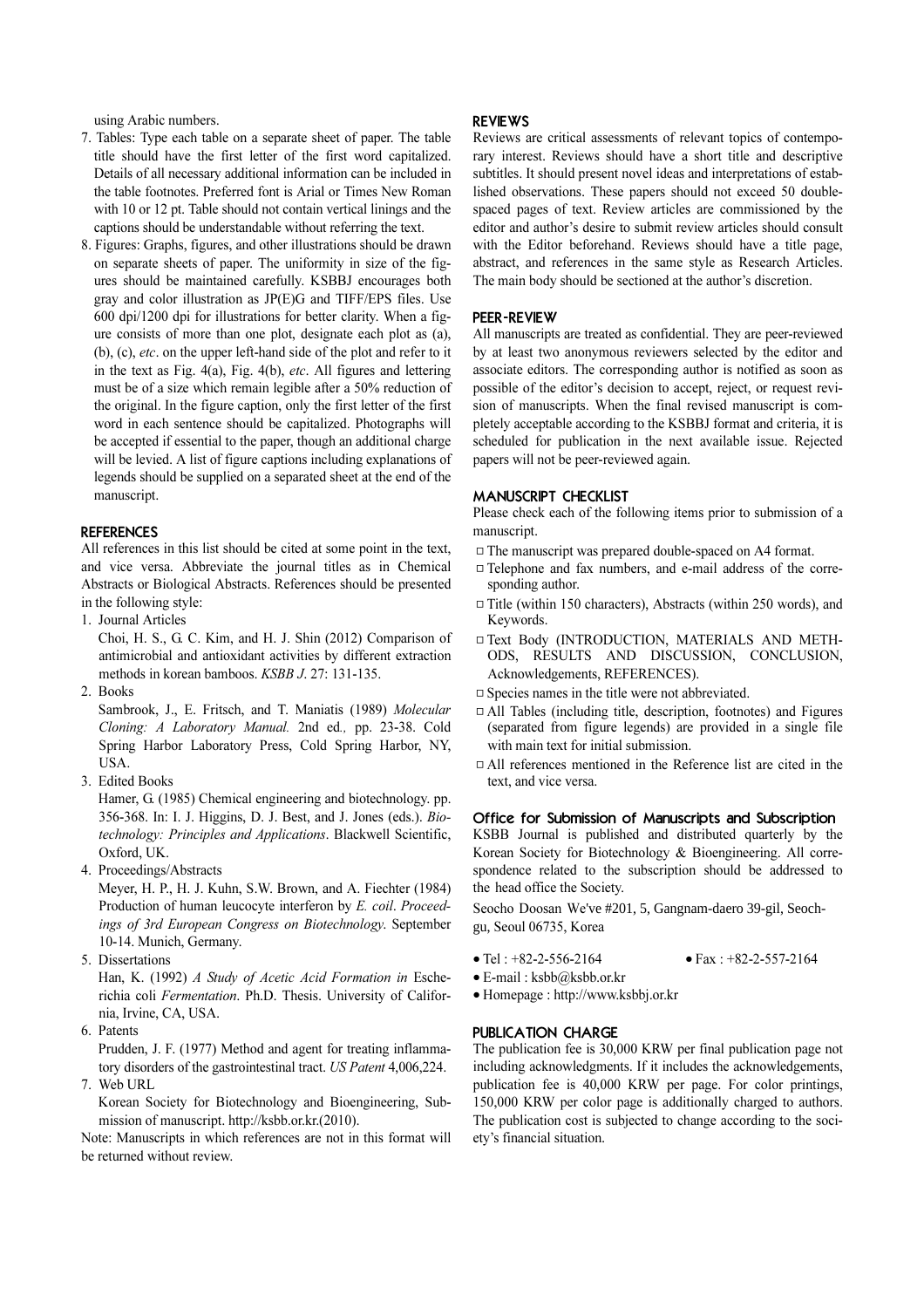using Arabic numbers.

7. Tables: Type each table on a separate sheet of paper. The table title should have the first letter of the first word capitalized. Details of all necessary additional information can be included in the table footnotes. Preferred font is Arial or Times New Roman with 10 or 12 pt. Table should not contain vertical linings and the captions should be understandable without referring the text.
8. Figures: Graphs, figures, and other illustrations should be drawn on separate sheets of paper. The uniformity in size of the figures should be maintained carefully. KSBBJ encourages both gray and color illustration as JP(E)G and TIFF/EPS files. Use 600 dpi/1200 dpi for illustrations for better clarity. When a figure consists of more than one plot, designate each plot as (a), (b), (c), *etc*. on the upper left-hand side of the plot and refer to it in the text as Fig. 4(a), Fig. 4(b), *etc*. All figures and lettering must be of a size which remain legible after a 50% reduction of the original. In the figure caption, only the first letter of the first word in each sentence should be capitalized. Photographs will be accepted if essential to the paper, though an additional charge will be levied. A list of figure captions including explanations of legends should be supplied on a separated sheet at the end of the manuscript.

## REFERENCES

All references in this list should be cited at some point in the text, and vice versa. Abbreviate the journal titles as in Chemical Abstracts or Biological Abstracts. References should be presented in the following style:

1. Journal Articles

   Choi, H. S., G. C. Kim, and H. J. Shin (2012) Comparison of antimicrobial and antioxidant activities by different extraction methods in korean bamboos. *KSBB J*. 27: 131-135.

2. Books

   Sambrook, J., E. Fritsch, and T. Maniatis (1989) *Molecular Cloning: A Laboratory Manual.* 2nd ed*.,* pp. 23-38. Cold Spring Harbor Laboratory Press, Cold Spring Harbor, NY, USA.

3. Edited Books

   Hamer, G. (1985) Chemical engineering and biotechnology. pp. 356-368. In: I. J. Higgins, D. J. Best, and J. Jones (eds.). *Biotechnology: Principles and Applications*. Blackwell Scientific, Oxford, UK.

4. Proceedings/Abstracts

   Meyer, H. P., H. J. Kuhn, S.W. Brown, and A. Fiechter (1984) Production of human leucocyte interferon by *E. coil*. *Proceedings of 3rd European Congress on Biotechnology*. September 10-14. Munich, Germany.

5. Dissertations

   Han, K. (1992) *A Study of Acetic Acid Formation in* Escherichia coli *Fermentation*. Ph.D. Thesis. University of California, Irvine, CA, USA.

6. Patents

   Prudden, J. F. (1977) Method and agent for treating inflammatory disorders of the gastrointestinal tract. *US Patent* 4,006,224.

7. Web URL

   Korean Society for Biotechnology and Bioengineering, Submission of manuscript. http://ksbb.or.kr.(2010).

Note: Manuscripts in which references are not in this format will be returned without review.

## REVIEWS

Reviews are critical assessments of relevant topics of contemporary interest. Reviews should have a short title and descriptive subtitles. It should present novel ideas and interpretations of established observations. These papers should not exceed 50 double-spaced pages of text. Review articles are commissioned by the editor and author's desire to submit review articles should consult with the Editor beforehand. Reviews should have a title page, abstract, and references in the same style as Research Articles. The main body should be sectioned at the author's discretion.

## PEER-REVIEW

All manuscripts are treated as confidential. They are peer-reviewed by at least two anonymous reviewers selected by the editor and associate editors. The corresponding author is notified as soon as possible of the editor's decision to accept, reject, or request revision of manuscripts. When the final revised manuscript is completely acceptable according to the KSBBJ format and criteria, it is scheduled for publication in the next available issue. Rejected papers will not be peer-reviewed again.

## MANUSCRIPT CHECKLIST

Please check each of the following items prior to submission of a manuscript.

- □ The manuscript was prepared double-spaced on A4 format.
- □ Telephone and fax numbers, and e-mail address of the corresponding author.
- □ Title (within 150 characters), Abstracts (within 250 words), and Keywords.
- □ Text Body (INTRODUCTION, MATERIALS AND METHODS, RESULTS AND DISCUSSION, CONCLUSION, Acknowledgements, REFERENCES).
- □ Species names in the title were not abbreviated.
- □ All Tables (including title, description, footnotes) and Figures (separated from figure legends) are provided in a single file with main text for initial submission.
- □ All references mentioned in the Reference list are cited in the text, and vice versa.

## Office for Submission of Manuscripts and Subscription

KSBB Journal is published and distributed quarterly by the Korean Society for Biotechnology & Bioengineering. All correspondence related to the subscription should be addressed to the head office the Society.

Seocho Doosan We've #201, 5, Gangnam-daero 39-gil, Seocho-gu, Seoul 06735, Korea

- Tel : +82-2-556-2164
- Fax : +82-2-557-2164
- E-mail : ksbb@ksbb.or.kr
- Homepage : http://www.ksbbj.or.kr

## PUBLICATION CHARGE

The publication fee is 30,000 KRW per final publication page not including acknowledgments. If it includes the acknowledgements, publication fee is 40,000 KRW per page. For color printings, 150,000 KRW per color page is additionally charged to authors. The publication cost is subjected to change according to the society's financial situation.